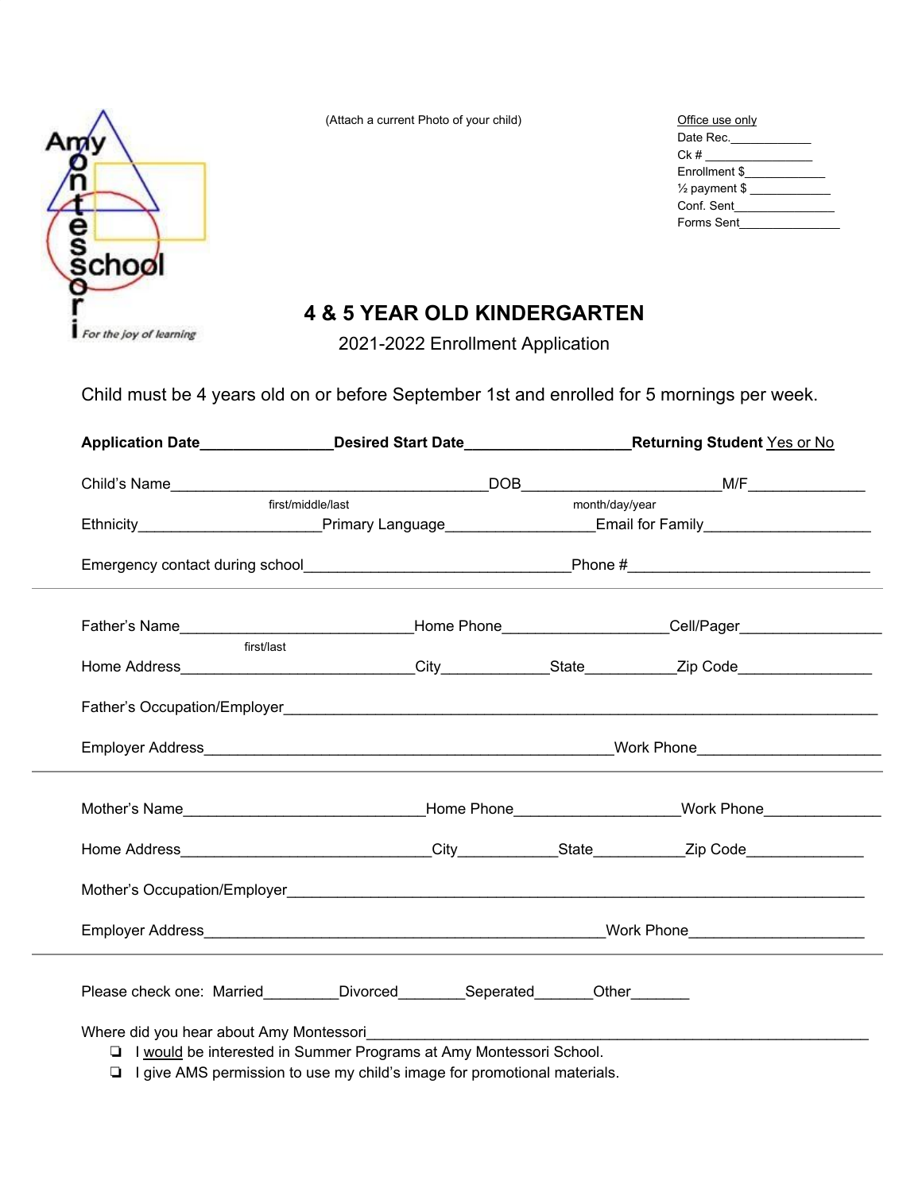Amy Montessori School
*For the joy of learning*

(Attach a current Photo of your child)

Office use only
Date Rec.____________
Ck # ________________
Enrollment $____________
½ payment $ ____________
Conf. Sent_______________
Forms Sent_______________

# 4 & 5 YEAR OLD KINDERGARTEN

2021-2022 Enrollment Application

Child must be 4 years old on or before September 1st and enrolled for 5 mornings per week.

**Application Date**________________**Desired Start Date**____________________**Returning Student** Yes or No

Child's Name_________________________________________DOB________________________M/F______________
first/middle/last month/day/year

Ethnicity______________________Primary Language__________________Email for Family____________________

Emergency contact during school________________________________Phone #_____________________________

---

Father's Name____________________________Home Phone____________________Cell/Pager_________________
first/last

Home Address____________________________City_____________State___________Zip Code________________

Father's Occupation/Employer___________________________________________________________________________

Employer Address________________________________________________Work Phone______________________

---

Mother's Name______________________________Home Phone____________________Work Phone______________

Home Address_______________________________City____________State___________Zip Code______________

Mother's Occupation/Employer_________________________________________________________________________

Employer Address________________________________________________Work Phone_____________________

---

Please check one: Married_________Divorced________Seperated_______Other_______

Where did you hear about Amy Montessori_________________________________________________________________

- ❏ I would be interested in Summer Programs at Amy Montessori School.
- ❏ I give AMS permission to use my child's image for promotional materials.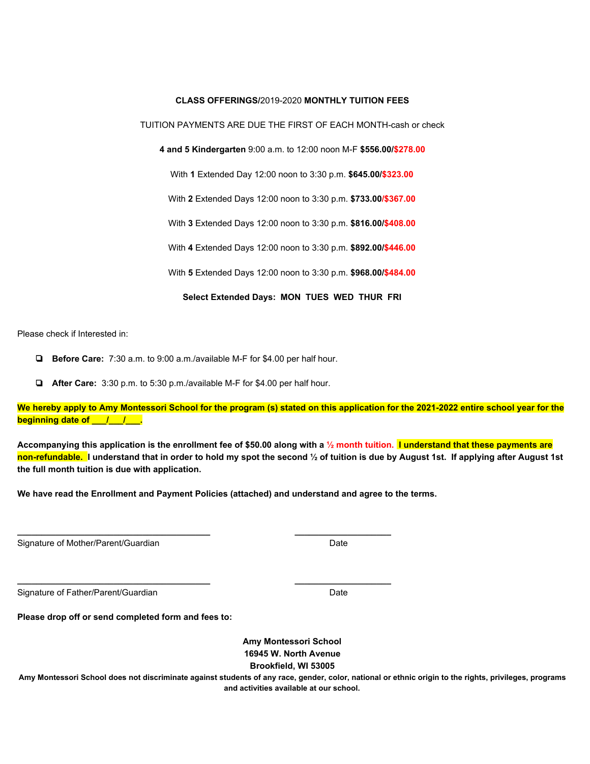**CLASS OFFERINGS/**2019-2020 **MONTHLY TUITION FEES**

TUITION PAYMENTS ARE DUE THE FIRST OF EACH MONTH-cash or check

**4 and 5 Kindergarten** 9:00 a.m. to 12:00 noon M-F **$556.00/$278.00**

With **1** Extended Day 12:00 noon to 3:30 p.m. **$645.00/$323.00**

With **2** Extended Days 12:00 noon to 3:30 p.m. **$733.00/$367.00**

With **3** Extended Days 12:00 noon to 3:30 p.m. **$816.00/$408.00**

With **4** Extended Days 12:00 noon to 3:30 p.m. **$892.00/$446.00**

With **5** Extended Days 12:00 noon to 3:30 p.m. **$968.00/$484.00**

**Select Extended Days: MON TUES WED THUR FRI**

Please check if Interested in:

- ❏ **Before Care:** 7:30 a.m. to 9:00 a.m./available M-F for $4.00 per half hour.
- ❏ **After Care:** 3:30 p.m. to 5:30 p.m./available M-F for $4.00 per half hour.

**We hereby apply to Amy Montessori School for the program (s) stated on this application for the 2021-2022 entire school year for the beginning date of \_\_\_/\_\_\_/\_\_\_.**

**Accompanying this application is the enrollment fee of $50.00 along with a ½ month tuition. I understand that these payments are non-refundable. I understand that in order to hold my spot the second ½ of tuition is due by August 1st. If applying after August 1st the full month tuition is due with application.**

**We have read the Enrollment and Payment Policies (attached) and understand and agree to the terms.**

\_\_\_\_\_\_\_\_\_\_\_\_\_\_\_\_\_\_\_\_\_\_\_\_\_\_\_\_\_\_\_\_\_\_\_\_ \_\_\_\_\_\_\_\_\_\_\_\_\_\_\_\_\_\_

Signature of Mother/Parent/Guardian Date

\_\_\_\_\_\_\_\_\_\_\_\_\_\_\_\_\_\_\_\_\_\_\_\_\_\_\_\_\_\_\_\_\_\_\_\_ \_\_\_\_\_\_\_\_\_\_\_\_\_\_\_\_\_\_

Signature of Father/Parent/Guardian Date

**Please drop off or send completed form and fees to:**

**Amy Montessori School**
**16945 W. North Avenue**
**Brookfield, WI 53005**

**Amy Montessori School does not discriminate against students of any race, gender, color, national or ethnic origin to the rights, privileges, programs and activities available at our school.**